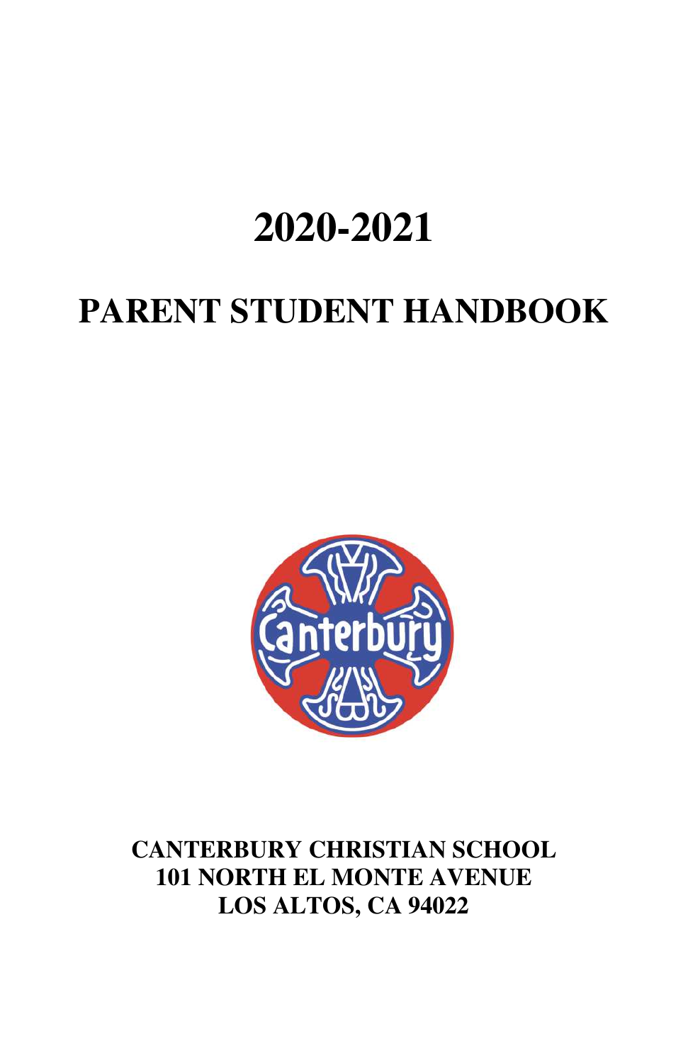# 2020-2021

# PARENT STUDENT HANDBOOK

**CANTERBURY CHRISTIAN SCHOOL**
**101 NORTH EL MONTE AVENUE**
**LOS ALTOS, CA 94022**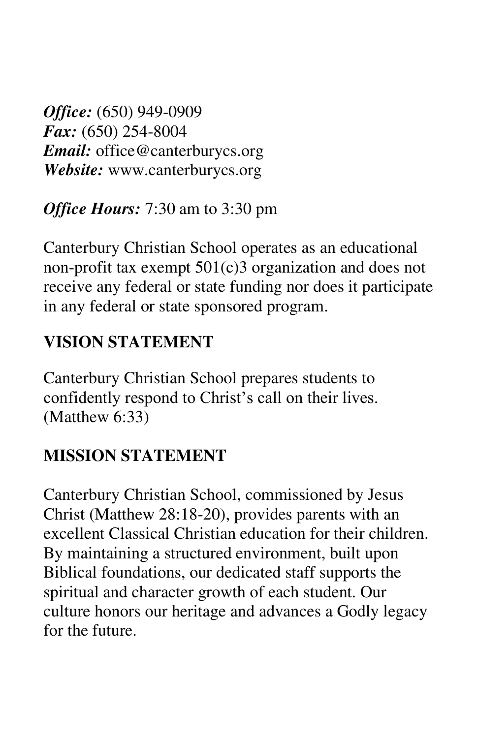***Office:*** (650) 949-0909
***Fax:*** (650) 254-8004
***Email:*** office@canterburycs.org
***Website:*** www.canterburycs.org

***Office Hours:*** 7:30 am to 3:30 pm

Canterbury Christian School operates as an educational non-profit tax exempt 501(c)3 organization and does not receive any federal or state funding nor does it participate in any federal or state sponsored program.

## VISION STATEMENT

Canterbury Christian School prepares students to confidently respond to Christ's call on their lives. (Matthew 6:33)

## MISSION STATEMENT

Canterbury Christian School, commissioned by Jesus Christ (Matthew 28:18-20), provides parents with an excellent Classical Christian education for their children. By maintaining a structured environment, built upon Biblical foundations, our dedicated staff supports the spiritual and character growth of each student. Our culture honors our heritage and advances a Godly legacy for the future.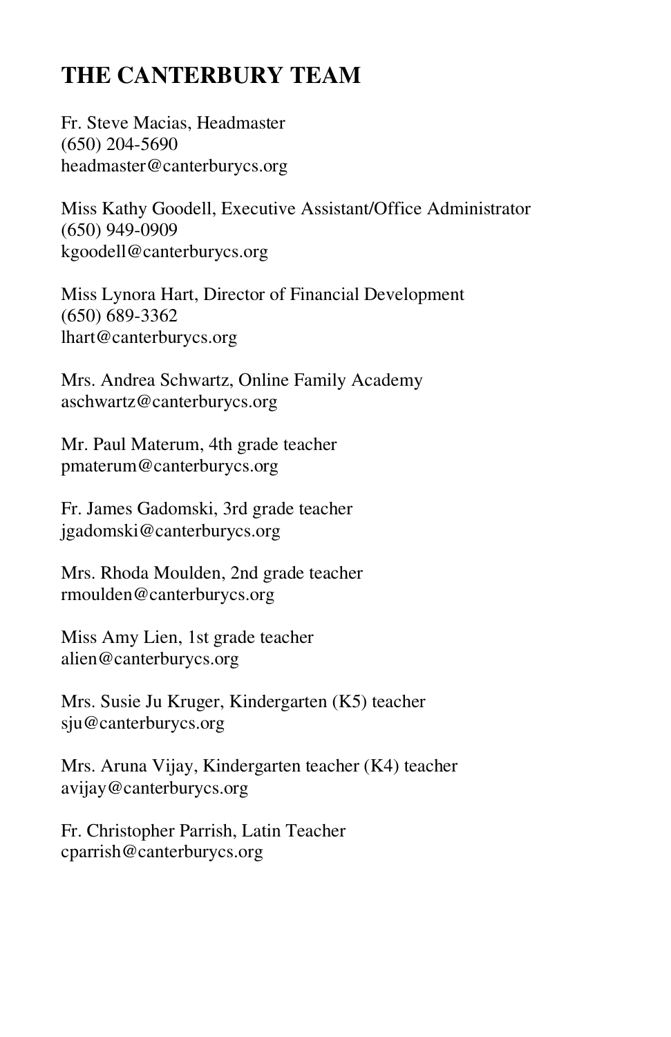# THE CANTERBURY TEAM

Fr. Steve Macias, Headmaster
(650) 204-5690
headmaster@canterburycs.org

Miss Kathy Goodell, Executive Assistant/Office Administrator
(650) 949-0909
kgoodell@canterburycs.org

Miss Lynora Hart, Director of Financial Development
(650) 689-3362
lhart@canterburycs.org

Mrs. Andrea Schwartz, Online Family Academy
aschwartz@canterburycs.org

Mr. Paul Materum, 4th grade teacher
pmaterum@canterburycs.org

Fr. James Gadomski, 3rd grade teacher
jgadomski@canterburycs.org

Mrs. Rhoda Moulden, 2nd grade teacher
rmoulden@canterburycs.org

Miss Amy Lien, 1st grade teacher
alien@canterburycs.org

Mrs. Susie Ju Kruger, Kindergarten (K5) teacher
sju@canterburycs.org

Mrs. Aruna Vijay, Kindergarten teacher (K4) teacher
avijay@canterburycs.org

Fr. Christopher Parrish, Latin Teacher
cparrish@canterburycs.org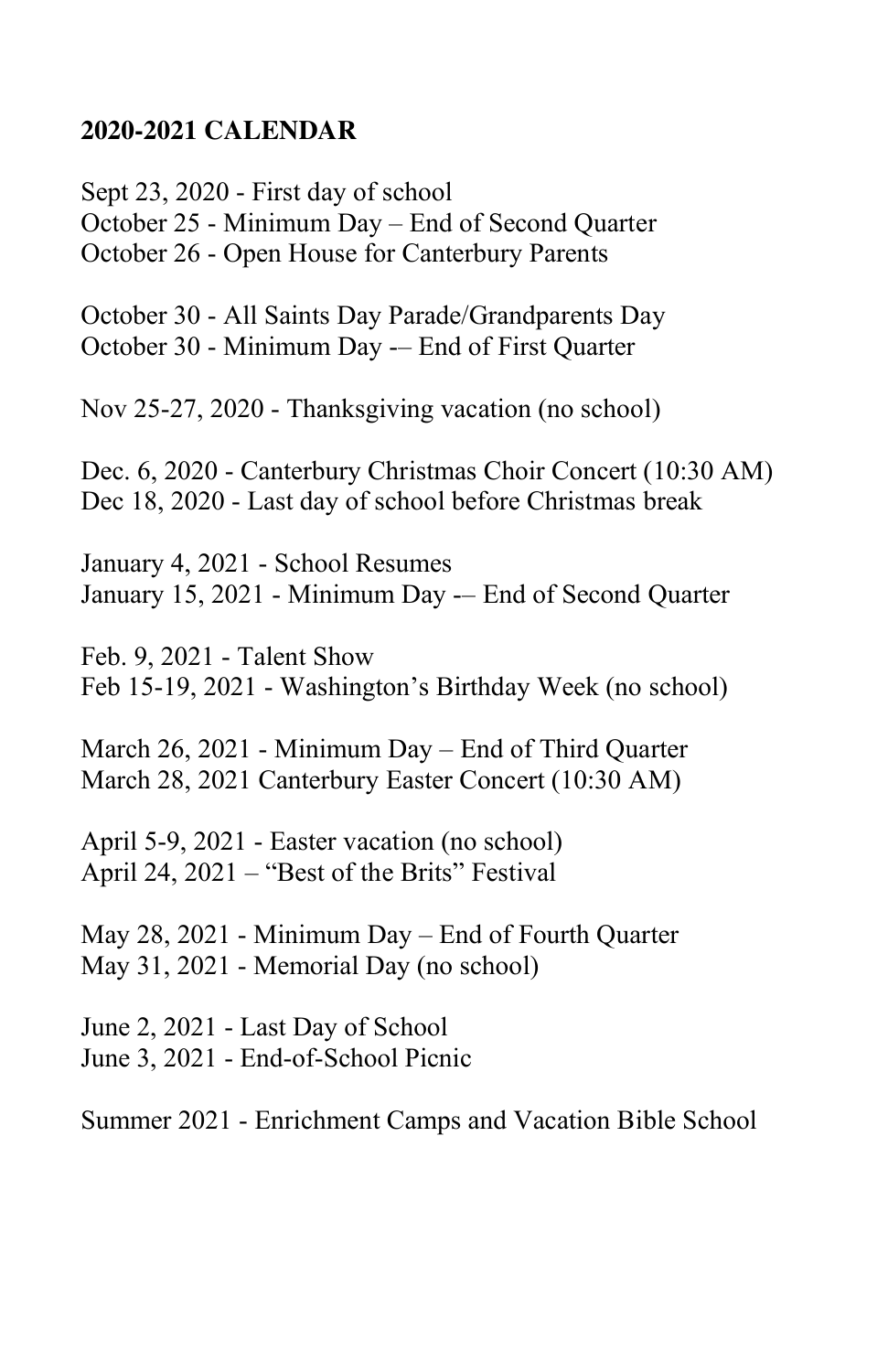**2020-2021 CALENDAR**

Sept 23, 2020 - First day of school
October 25 - Minimum Day – End of Second Quarter
October 26 - Open House for Canterbury Parents

October 30 - All Saints Day Parade/Grandparents Day
October 30 - Minimum Day -– End of First Quarter

Nov 25-27, 2020 - Thanksgiving vacation (no school)

Dec. 6, 2020 - Canterbury Christmas Choir Concert (10:30 AM)
Dec 18, 2020 - Last day of school before Christmas break

January 4, 2021 - School Resumes
January 15, 2021 - Minimum Day -– End of Second Quarter

Feb. 9, 2021 - Talent Show
Feb 15-19, 2021 - Washington's Birthday Week (no school)

March 26, 2021 - Minimum Day – End of Third Quarter
March 28, 2021 Canterbury Easter Concert (10:30 AM)

April 5-9, 2021 - Easter vacation (no school)
April 24, 2021 – "Best of the Brits" Festival

May 28, 2021 - Minimum Day – End of Fourth Quarter
May 31, 2021 - Memorial Day (no school)

June 2, 2021 - Last Day of School
June 3, 2021 - End-of-School Picnic

Summer 2021 - Enrichment Camps and Vacation Bible School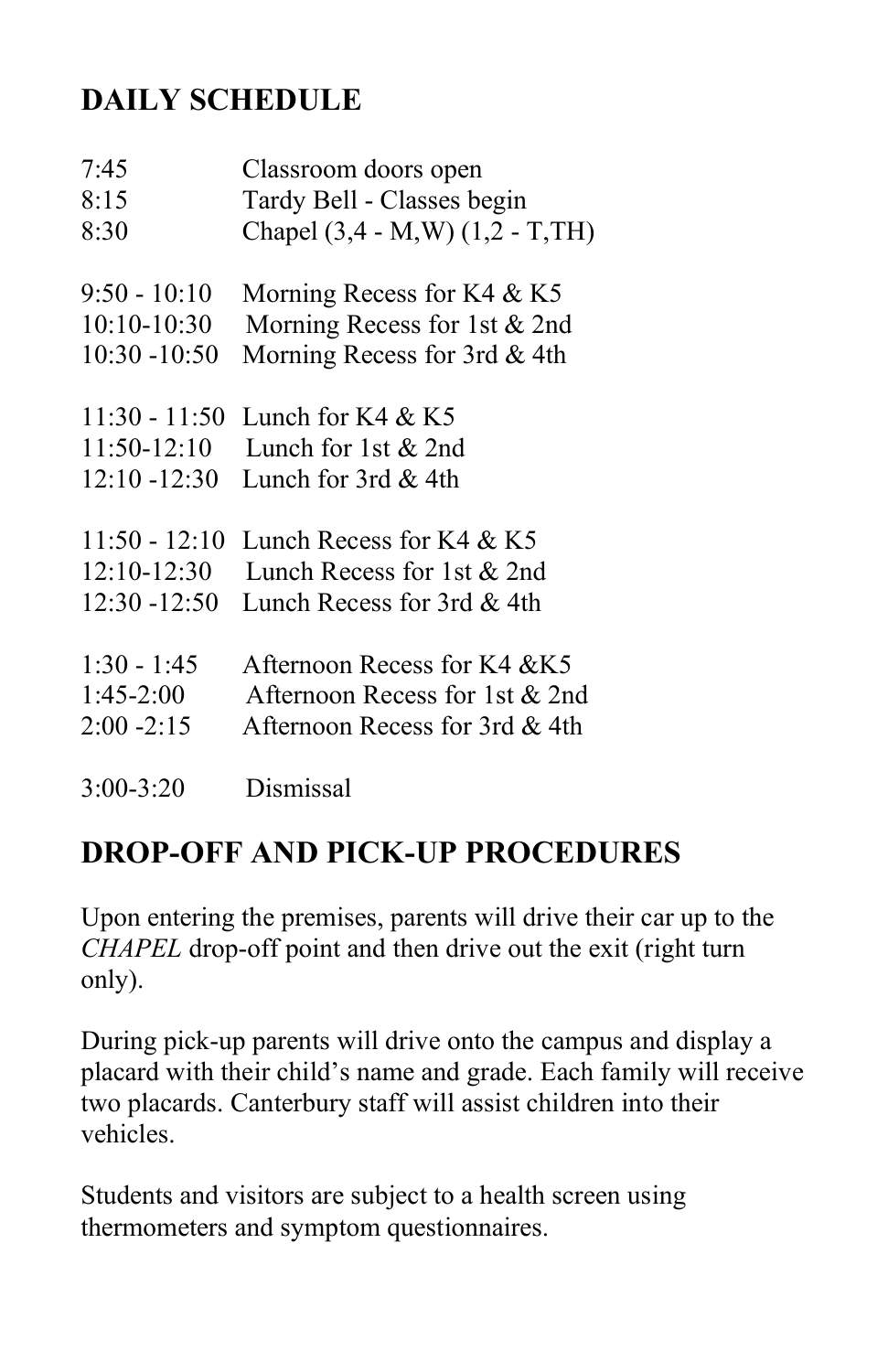## DAILY SCHEDULE

7:45 Classroom doors open
8:15 Tardy Bell - Classes begin
8:30 Chapel (3,4 - M,W) (1,2 - T,TH)

9:50 - 10:10 Morning Recess for K4 & K5
10:10-10:30 Morning Recess for 1st & 2nd
10:30 -10:50 Morning Recess for 3rd & 4th

11:30 - 11:50 Lunch for K4 & K5
11:50-12:10 Lunch for 1st & 2nd
12:10 -12:30 Lunch for 3rd & 4th

11:50 - 12:10 Lunch Recess for K4 & K5
12:10-12:30 Lunch Recess for 1st & 2nd
12:30 -12:50 Lunch Recess for 3rd & 4th

1:30 - 1:45 Afternoon Recess for K4 &K5
1:45-2:00 Afternoon Recess for 1st & 2nd
2:00 -2:15 Afternoon Recess for 3rd & 4th

3:00-3:20 Dismissal

## DROP-OFF AND PICK-UP PROCEDURES

Upon entering the premises, parents will drive their car up to the *CHAPEL* drop-off point and then drive out the exit (right turn only).

During pick-up parents will drive onto the campus and display a placard with their child's name and grade. Each family will receive two placards. Canterbury staff will assist children into their vehicles.

Students and visitors are subject to a health screen using thermometers and symptom questionnaires.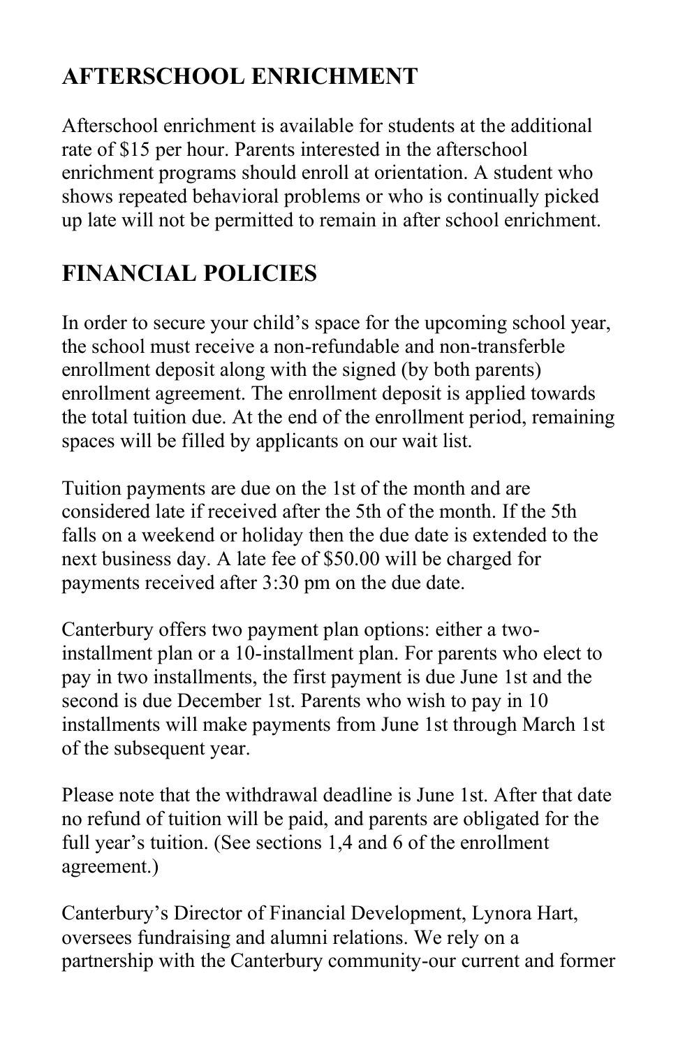## AFTERSCHOOL ENRICHMENT

Afterschool enrichment is available for students at the additional rate of $15 per hour. Parents interested in the afterschool enrichment programs should enroll at orientation. A student who shows repeated behavioral problems or who is continually picked up late will not be permitted to remain in after school enrichment.

## FINANCIAL POLICIES

In order to secure your child's space for the upcoming school year, the school must receive a non-refundable and non-transferble enrollment deposit along with the signed (by both parents) enrollment agreement. The enrollment deposit is applied towards the total tuition due. At the end of the enrollment period, remaining spaces will be filled by applicants on our wait list.

Tuition payments are due on the 1st of the month and are considered late if received after the 5th of the month. If the 5th falls on a weekend or holiday then the due date is extended to the next business day. A late fee of $50.00 will be charged for payments received after 3:30 pm on the due date.

Canterbury offers two payment plan options: either a two-installment plan or a 10-installment plan. For parents who elect to pay in two installments, the first payment is due June 1st and the second is due December 1st. Parents who wish to pay in 10 installments will make payments from June 1st through March 1st of the subsequent year.

Please note that the withdrawal deadline is June 1st. After that date no refund of tuition will be paid, and parents are obligated for the full year's tuition. (See sections 1,4 and 6 of the enrollment agreement.)

Canterbury's Director of Financial Development, Lynora Hart, oversees fundraising and alumni relations. We rely on a partnership with the Canterbury community-our current and former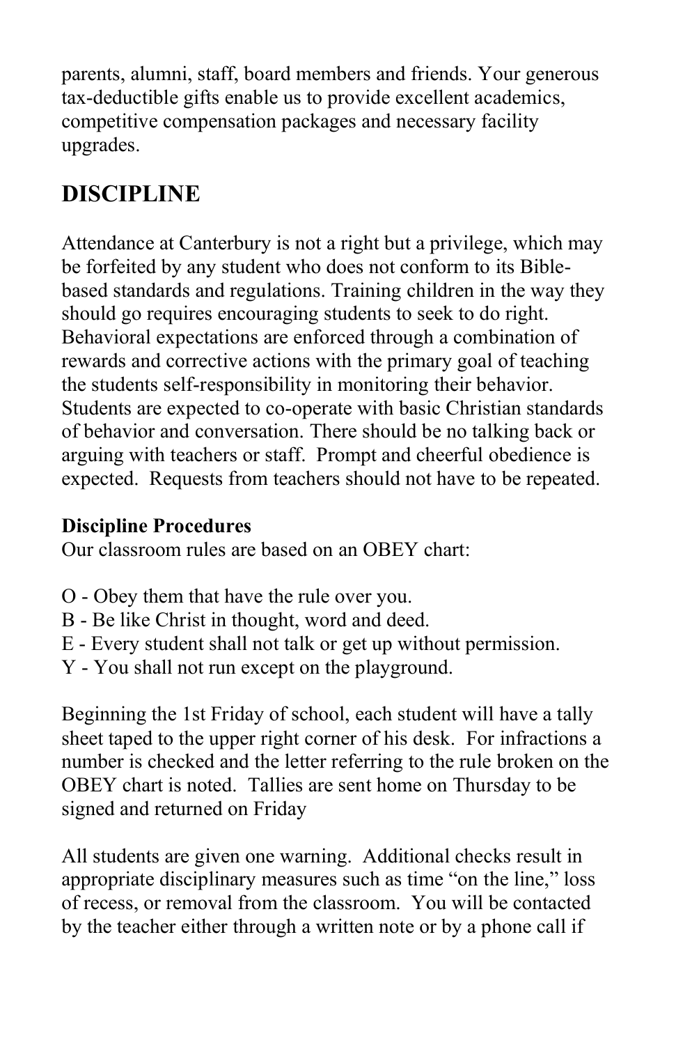parents, alumni, staff, board members and friends. Your generous tax-deductible gifts enable us to provide excellent academics, competitive compensation packages and necessary facility upgrades.

## DISCIPLINE

Attendance at Canterbury is not a right but a privilege, which may be forfeited by any student who does not conform to its Bible-based standards and regulations. Training children in the way they should go requires encouraging students to seek to do right. Behavioral expectations are enforced through a combination of rewards and corrective actions with the primary goal of teaching the students self-responsibility in monitoring their behavior. Students are expected to co-operate with basic Christian standards of behavior and conversation. There should be no talking back or arguing with teachers or staff. Prompt and cheerful obedience is expected. Requests from teachers should not have to be repeated.

**Discipline Procedures**

Our classroom rules are based on an OBEY chart:

O - Obey them that have the rule over you.
B - Be like Christ in thought, word and deed.
E - Every student shall not talk or get up without permission.
Y - You shall not run except on the playground.

Beginning the 1st Friday of school, each student will have a tally sheet taped to the upper right corner of his desk. For infractions a number is checked and the letter referring to the rule broken on the OBEY chart is noted. Tallies are sent home on Thursday to be signed and returned on Friday

All students are given one warning. Additional checks result in appropriate disciplinary measures such as time "on the line," loss of recess, or removal from the classroom. You will be contacted by the teacher either through a written note or by a phone call if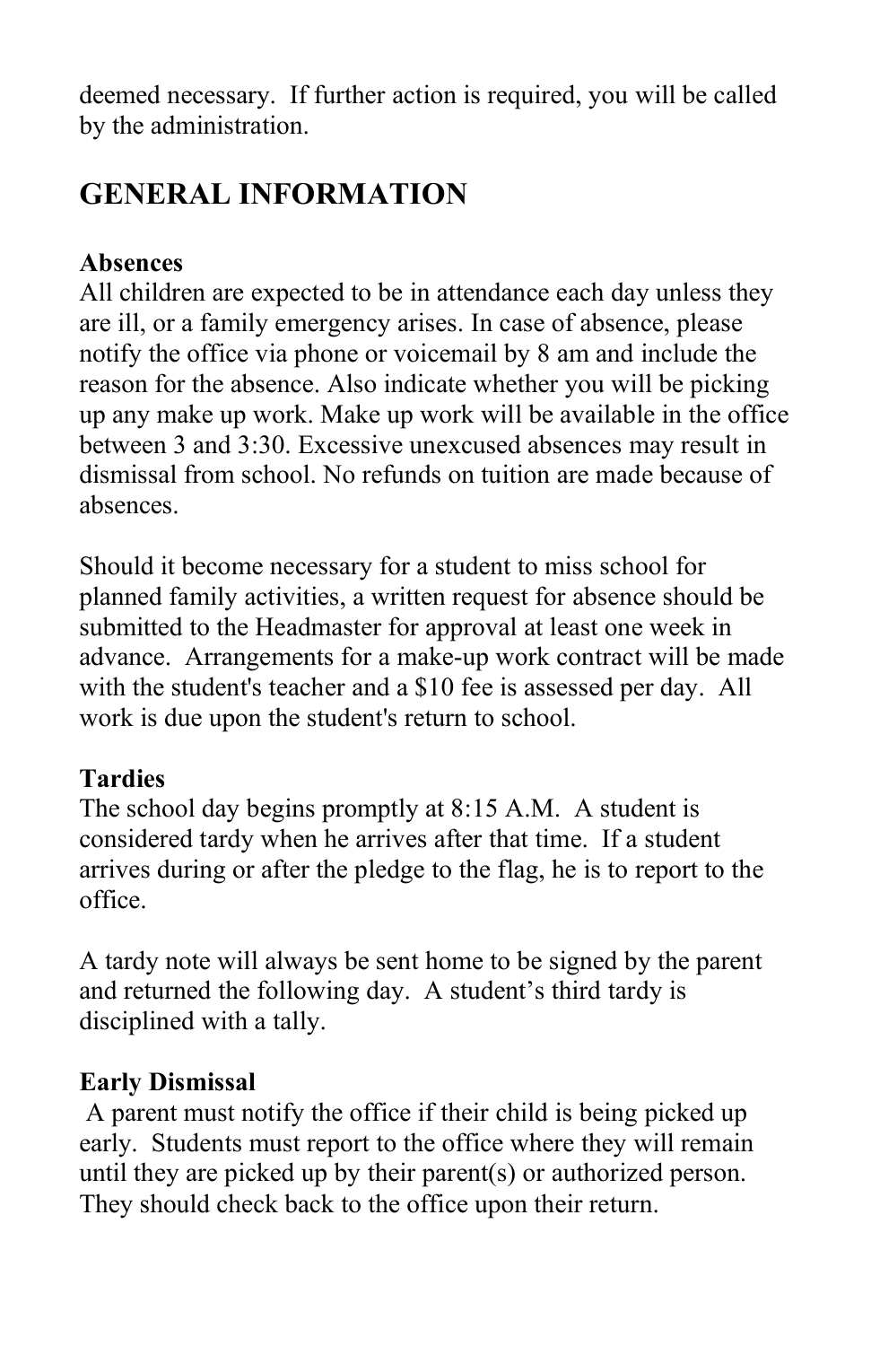deemed necessary. If further action is required, you will be called by the administration.

## GENERAL INFORMATION

**Absences**

All children are expected to be in attendance each day unless they are ill, or a family emergency arises. In case of absence, please notify the office via phone or voicemail by 8 am and include the reason for the absence. Also indicate whether you will be picking up any make up work. Make up work will be available in the office between 3 and 3:30. Excessive unexcused absences may result in dismissal from school. No refunds on tuition are made because of absences.

Should it become necessary for a student to miss school for planned family activities, a written request for absence should be submitted to the Headmaster for approval at least one week in advance. Arrangements for a make-up work contract will be made with the student's teacher and a $10 fee is assessed per day. All work is due upon the student's return to school.

**Tardies**

The school day begins promptly at 8:15 A.M. A student is considered tardy when he arrives after that time. If a student arrives during or after the pledge to the flag, he is to report to the office.

A tardy note will always be sent home to be signed by the parent and returned the following day. A student's third tardy is disciplined with a tally.

**Early Dismissal**

A parent must notify the office if their child is being picked up early. Students must report to the office where they will remain until they are picked up by their parent(s) or authorized person. They should check back to the office upon their return.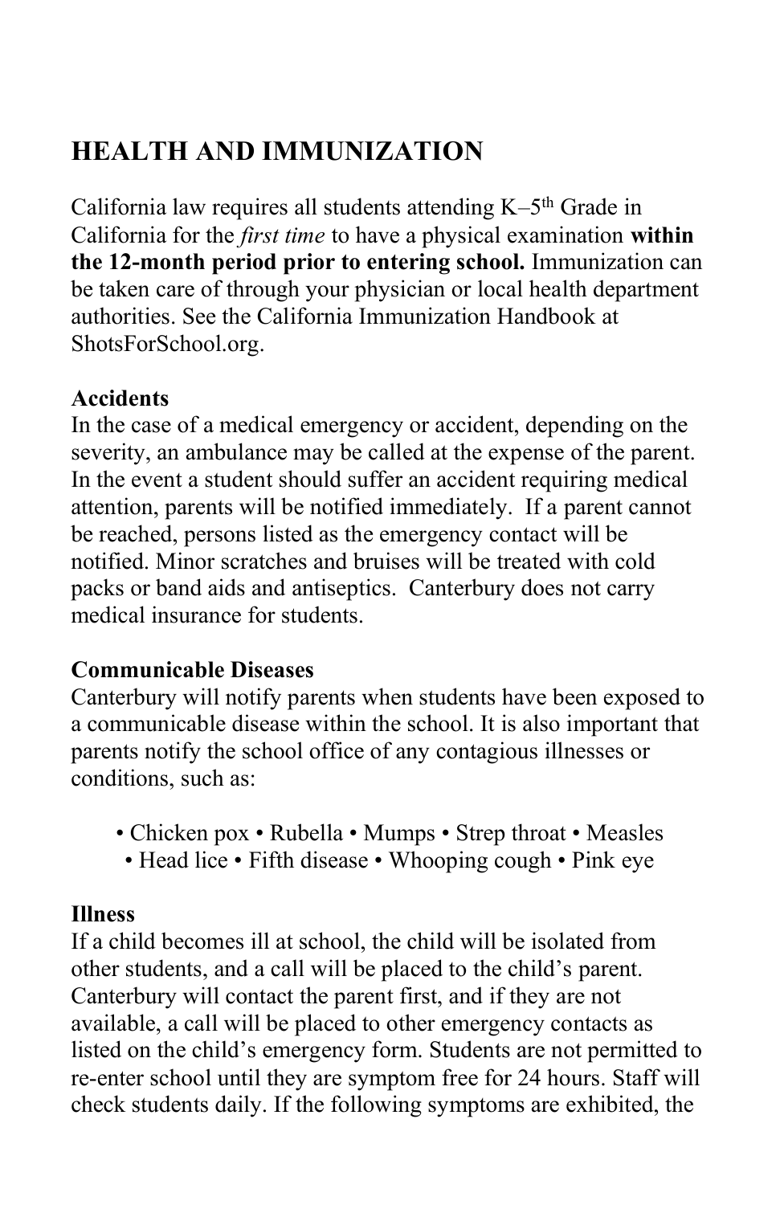## HEALTH AND IMMUNIZATION

California law requires all students attending K–5th Grade in California for the *first time* to have a physical examination **within the 12-month period prior to entering school.** Immunization can be taken care of through your physician or local health department authorities. See the California Immunization Handbook at ShotsForSchool.org.

### Accidents

In the case of a medical emergency or accident, depending on the severity, an ambulance may be called at the expense of the parent. In the event a student should suffer an accident requiring medical attention, parents will be notified immediately. If a parent cannot be reached, persons listed as the emergency contact will be notified. Minor scratches and bruises will be treated with cold packs or band aids and antiseptics. Canterbury does not carry medical insurance for students.

### Communicable Diseases

Canterbury will notify parents when students have been exposed to a communicable disease within the school. It is also important that parents notify the school office of any contagious illnesses or conditions, such as:

- Chicken pox
- Rubella
- Mumps
- Strep throat
- Measles
- Head lice
- Fifth disease
- Whooping cough
- Pink eye

### Illness

If a child becomes ill at school, the child will be isolated from other students, and a call will be placed to the child's parent. Canterbury will contact the parent first, and if they are not available, a call will be placed to other emergency contacts as listed on the child's emergency form. Students are not permitted to re-enter school until they are symptom free for 24 hours. Staff will check students daily. If the following symptoms are exhibited, the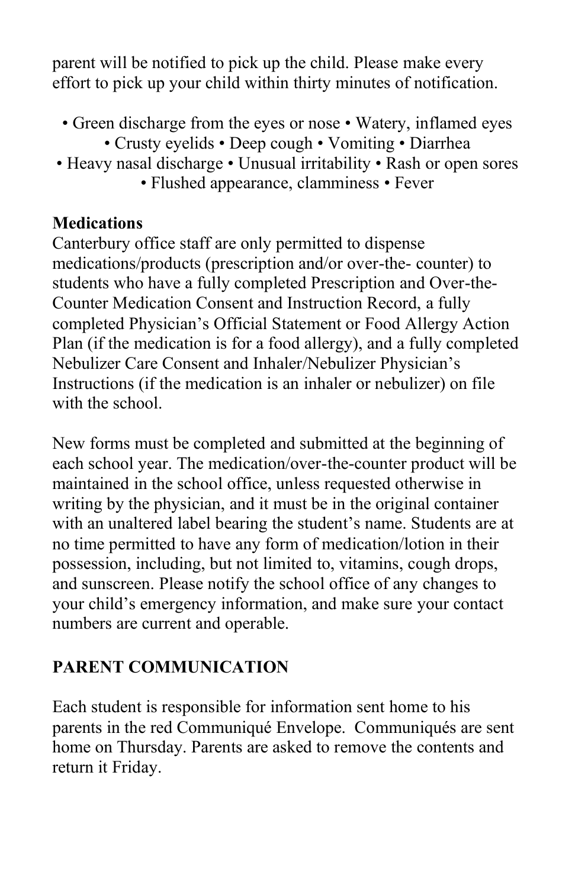parent will be notified to pick up the child. Please make every effort to pick up your child within thirty minutes of notification.

• Green discharge from the eyes or nose • Watery, inflamed eyes • Crusty eyelids • Deep cough • Vomiting • Diarrhea • Heavy nasal discharge • Unusual irritability • Rash or open sores • Flushed appearance, clamminess • Fever

**Medications**

Canterbury office staff are only permitted to dispense medications/products (prescription and/or over-the- counter) to students who have a fully completed Prescription and Over-the-Counter Medication Consent and Instruction Record, a fully completed Physician's Official Statement or Food Allergy Action Plan (if the medication is for a food allergy), and a fully completed Nebulizer Care Consent and Inhaler/Nebulizer Physician's Instructions (if the medication is an inhaler or nebulizer) on file with the school.

New forms must be completed and submitted at the beginning of each school year. The medication/over-the-counter product will be maintained in the school office, unless requested otherwise in writing by the physician, and it must be in the original container with an unaltered label bearing the student's name. Students are at no time permitted to have any form of medication/lotion in their possession, including, but not limited to, vitamins, cough drops, and sunscreen. Please notify the school office of any changes to your child's emergency information, and make sure your contact numbers are current and operable.

## PARENT COMMUNICATION

Each student is responsible for information sent home to his parents in the red Communiqué Envelope. Communiqués are sent home on Thursday. Parents are asked to remove the contents and return it Friday.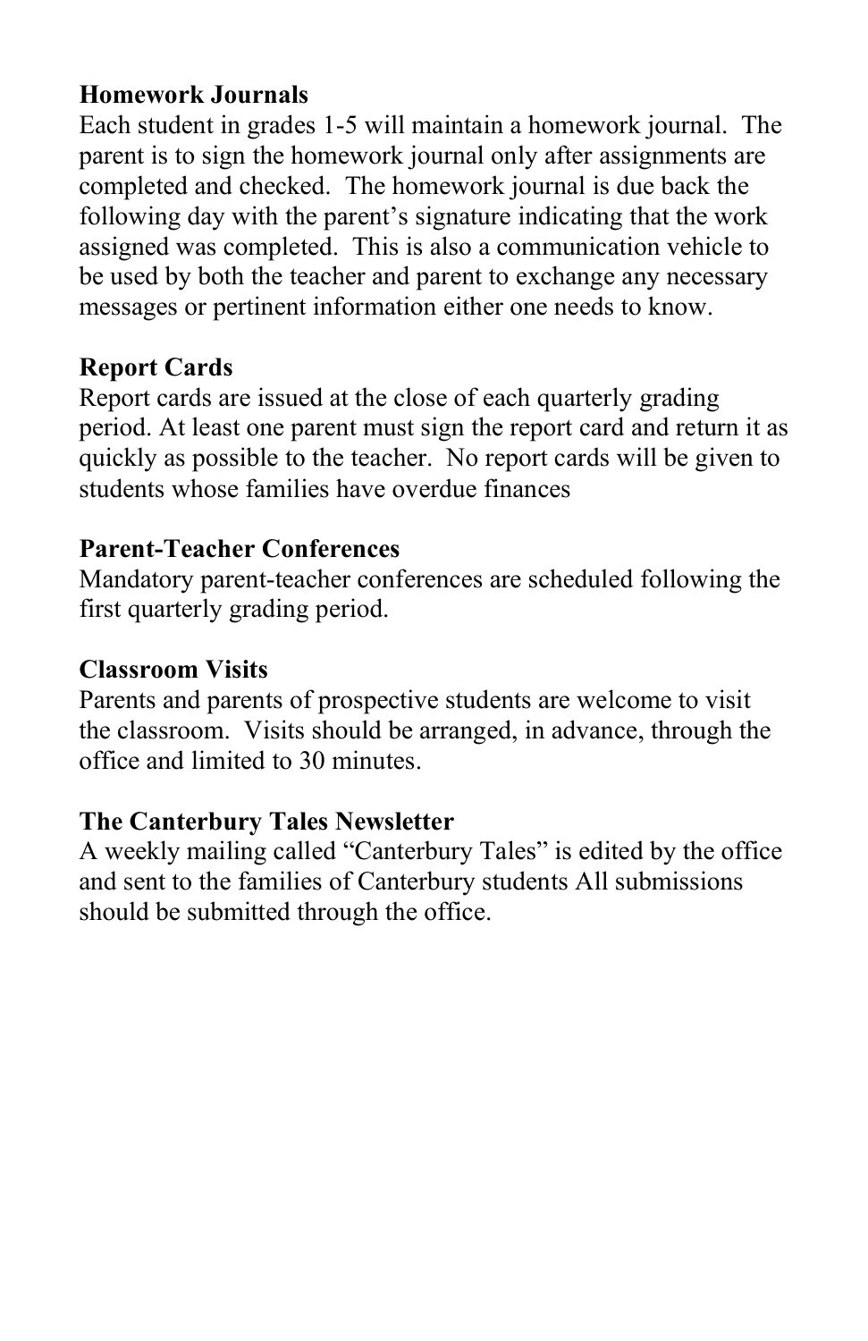**Homework Journals**
Each student in grades 1-5 will maintain a homework journal. The parent is to sign the homework journal only after assignments are completed and checked. The homework journal is due back the following day with the parent's signature indicating that the work assigned was completed. This is also a communication vehicle to be used by both the teacher and parent to exchange any necessary messages or pertinent information either one needs to know.

**Report Cards**
Report cards are issued at the close of each quarterly grading period. At least one parent must sign the report card and return it as quickly as possible to the teacher. No report cards will be given to students whose families have overdue finances

**Parent-Teacher Conferences**
Mandatory parent-teacher conferences are scheduled following the first quarterly grading period.

**Classroom Visits**
Parents and parents of prospective students are welcome to visit the classroom. Visits should be arranged, in advance, through the office and limited to 30 minutes.

**The Canterbury Tales Newsletter**
A weekly mailing called "Canterbury Tales" is edited by the office and sent to the families of Canterbury students All submissions should be submitted through the office.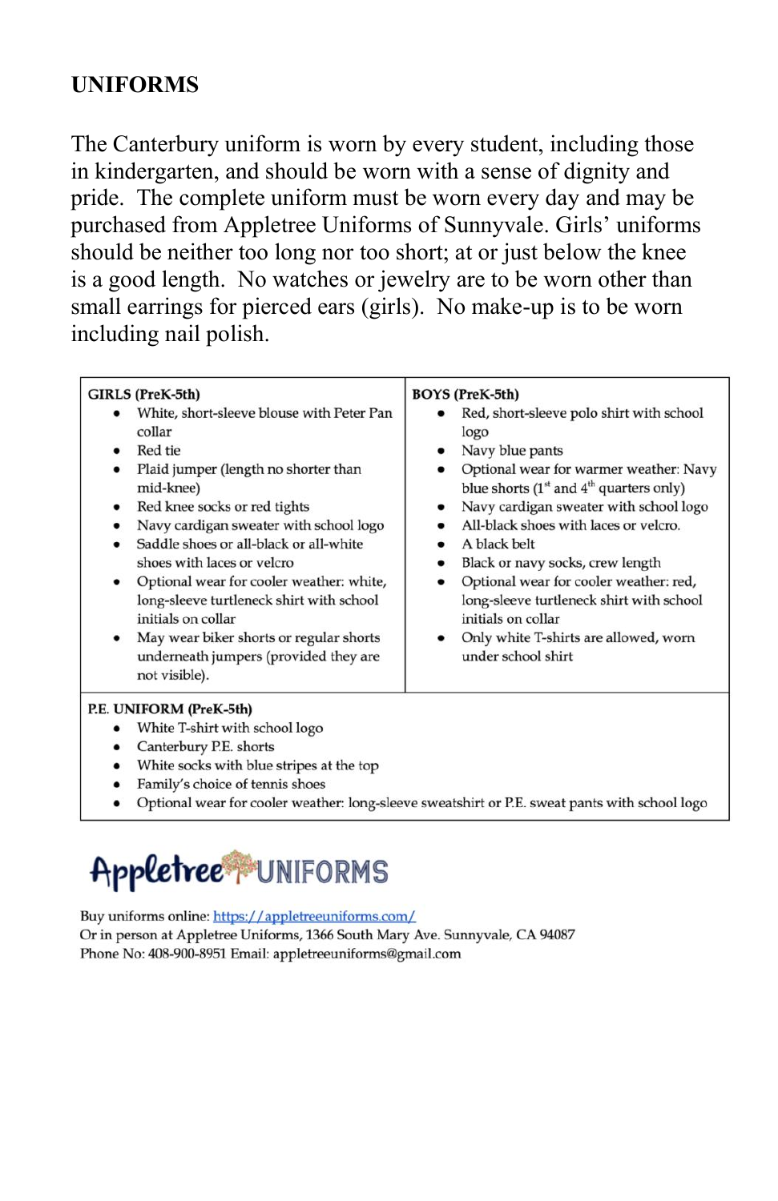## UNIFORMS

The Canterbury uniform is worn by every student, including those in kindergarten, and should be worn with a sense of dignity and pride. The complete uniform must be worn every day and may be purchased from Appletree Uniforms of Sunnyvale. Girls' uniforms should be neither too long nor too short; at or just below the knee is a good length. No watches or jewelry are to be worn other than small earrings for pierced ears (girls). No make-up is to be worn including nail polish.

| GIRLS (PreK-5th) | BOYS (PreK-5th) |
|---|---|
| • White, short-sleeve blouse with Peter Pan collar<br>• Red tie<br>• Plaid jumper (length no shorter than mid-knee)<br>• Red knee socks or red tights<br>• Navy cardigan sweater with school logo<br>• Saddle shoes or all-black or all-white shoes with laces or velcro<br>• Optional wear for cooler weather: white, long-sleeve turtleneck shirt with school initials on collar<br>• May wear biker shorts or regular shorts underneath jumpers (provided they are not visible). | • Red, short-sleeve polo shirt with school logo<br>• Navy blue pants<br>• Optional wear for warmer weather: Navy blue shorts (1st and 4th quarters only)<br>• Navy cardigan sweater with school logo<br>• All-black shoes with laces or velcro.<br>• A black belt<br>• Black or navy socks, crew length<br>• Optional wear for cooler weather: red, long-sleeve turtleneck shirt with school initials on collar<br>• Only white T-shirts are allowed, worn under school shirt |

**P.E. UNIFORM (PreK-5th)**

- White T-shirt with school logo
- Canterbury P.E. shorts
- White socks with blue stripes at the top
- Family's choice of tennis shoes
- Optional wear for cooler weather: long-sleeve sweatshirt or P.E. sweat pants with school logo

**Appletree UNIFORMS**

Buy uniforms online: https://appletreeuniforms.com/
Or in person at Appletree Uniforms, 1366 South Mary Ave. Sunnyvale, CA 94087
Phone No: 408-900-8951 Email: appletreeuniforms@gmail.com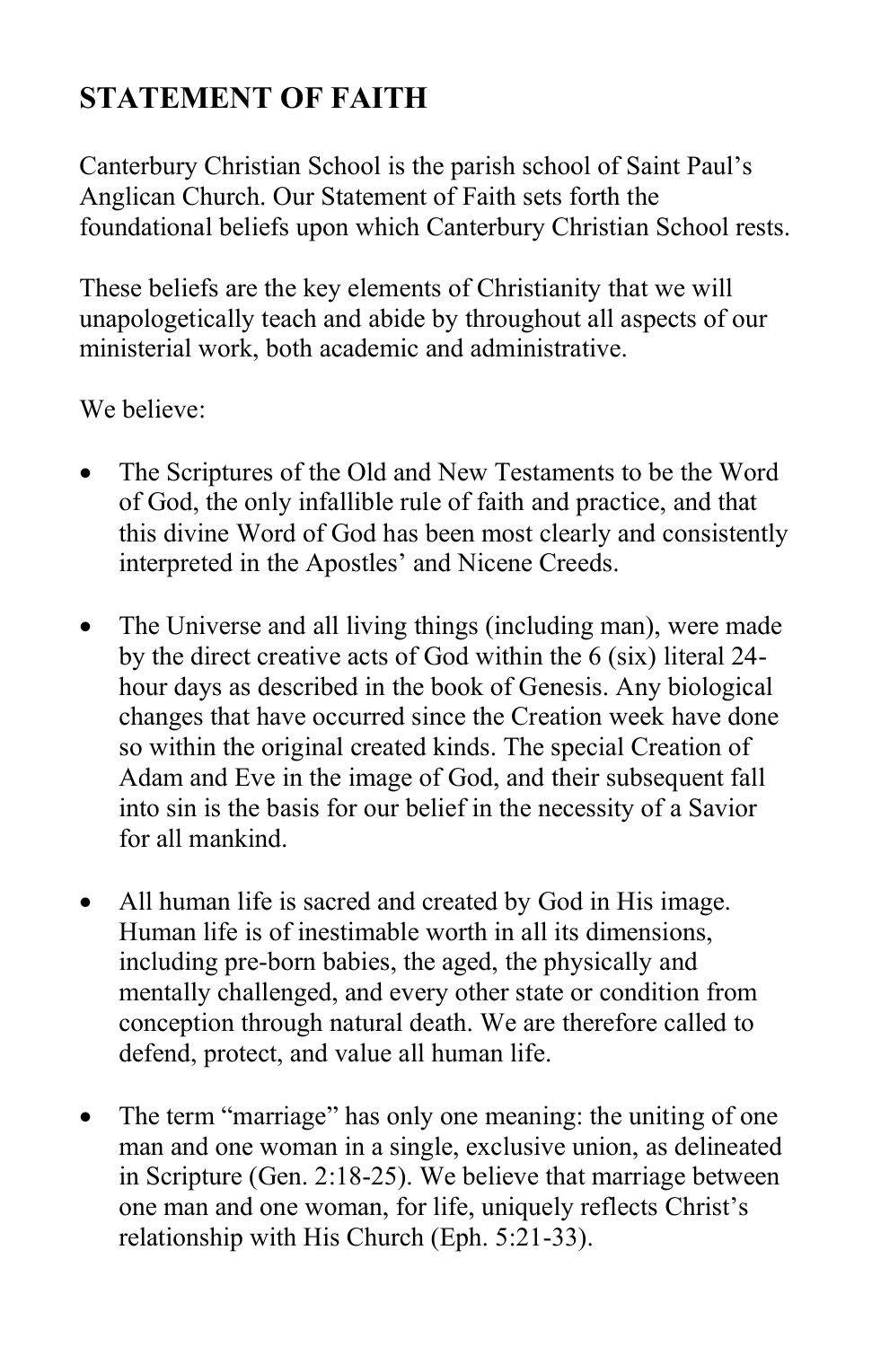## STATEMENT OF FAITH

Canterbury Christian School is the parish school of Saint Paul's Anglican Church. Our Statement of Faith sets forth the foundational beliefs upon which Canterbury Christian School rests.

These beliefs are the key elements of Christianity that we will unapologetically teach and abide by throughout all aspects of our ministerial work, both academic and administrative.

We believe:

- The Scriptures of the Old and New Testaments to be the Word of God, the only infallible rule of faith and practice, and that this divine Word of God has been most clearly and consistently interpreted in the Apostles' and Nicene Creeds.

- The Universe and all living things (including man), were made by the direct creative acts of God within the 6 (six) literal 24-hour days as described in the book of Genesis. Any biological changes that have occurred since the Creation week have done so within the original created kinds. The special Creation of Adam and Eve in the image of God, and their subsequent fall into sin is the basis for our belief in the necessity of a Savior for all mankind.

- All human life is sacred and created by God in His image. Human life is of inestimable worth in all its dimensions, including pre-born babies, the aged, the physically and mentally challenged, and every other state or condition from conception through natural death. We are therefore called to defend, protect, and value all human life.

- The term "marriage" has only one meaning: the uniting of one man and one woman in a single, exclusive union, as delineated in Scripture (Gen. 2:18-25). We believe that marriage between one man and one woman, for life, uniquely reflects Christ's relationship with His Church (Eph. 5:21-33).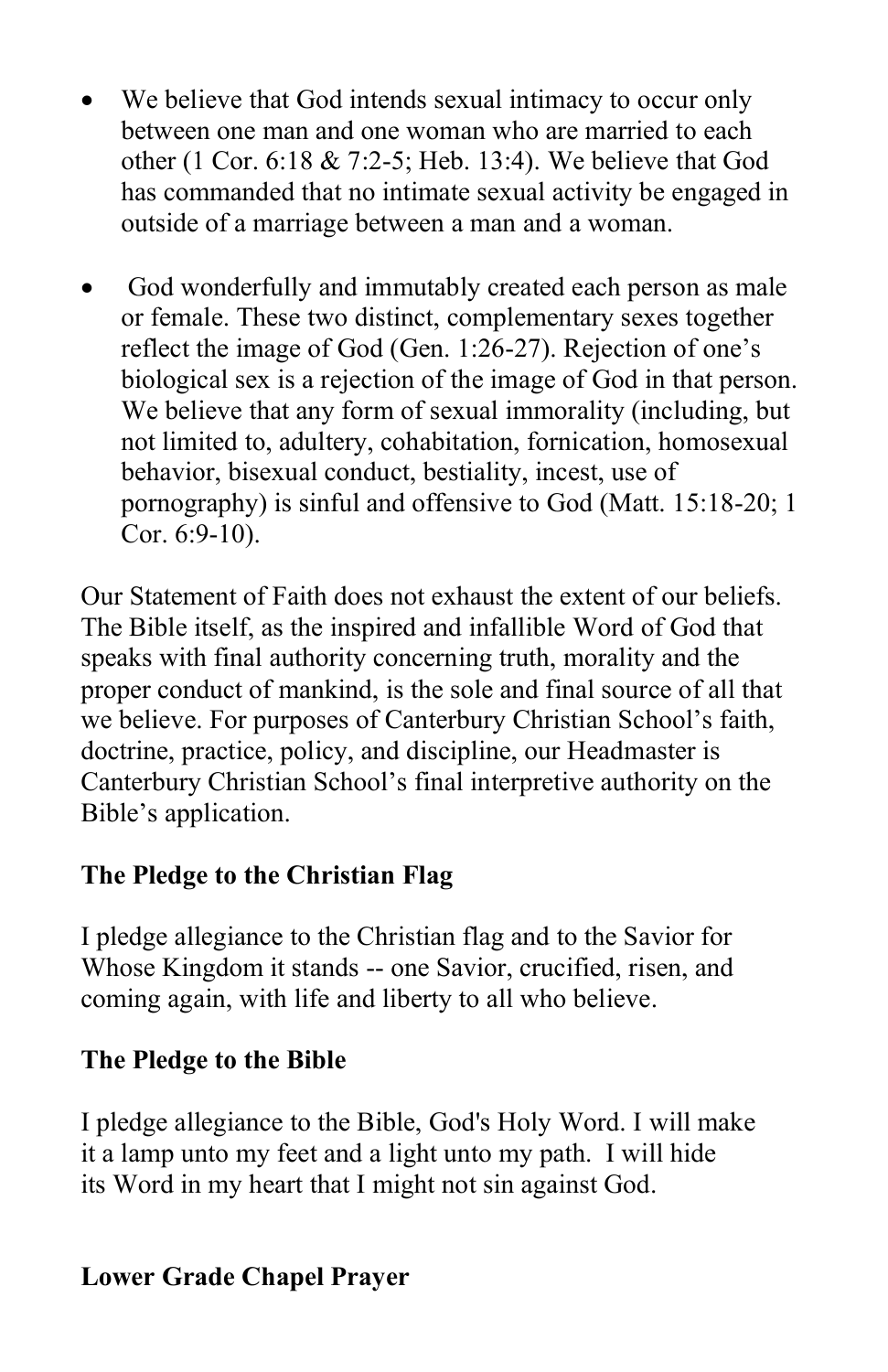- We believe that God intends sexual intimacy to occur only between one man and one woman who are married to each other (1 Cor. 6:18 & 7:2-5; Heb. 13:4). We believe that God has commanded that no intimate sexual activity be engaged in outside of a marriage between a man and a woman.

- God wonderfully and immutably created each person as male or female. These two distinct, complementary sexes together reflect the image of God (Gen. 1:26-27). Rejection of one's biological sex is a rejection of the image of God in that person. We believe that any form of sexual immorality (including, but not limited to, adultery, cohabitation, fornication, homosexual behavior, bisexual conduct, bestiality, incest, use of pornography) is sinful and offensive to God (Matt. 15:18-20; 1 Cor. 6:9-10).

Our Statement of Faith does not exhaust the extent of our beliefs. The Bible itself, as the inspired and infallible Word of God that speaks with final authority concerning truth, morality and the proper conduct of mankind, is the sole and final source of all that we believe. For purposes of Canterbury Christian School's faith, doctrine, practice, policy, and discipline, our Headmaster is Canterbury Christian School's final interpretive authority on the Bible's application.

**The Pledge to the Christian Flag**

I pledge allegiance to the Christian flag and to the Savior for Whose Kingdom it stands -- one Savior, crucified, risen, and coming again, with life and liberty to all who believe.

**The Pledge to the Bible**

I pledge allegiance to the Bible, God's Holy Word. I will make it a lamp unto my feet and a light unto my path. I will hide its Word in my heart that I might not sin against God.

**Lower Grade Chapel Prayer**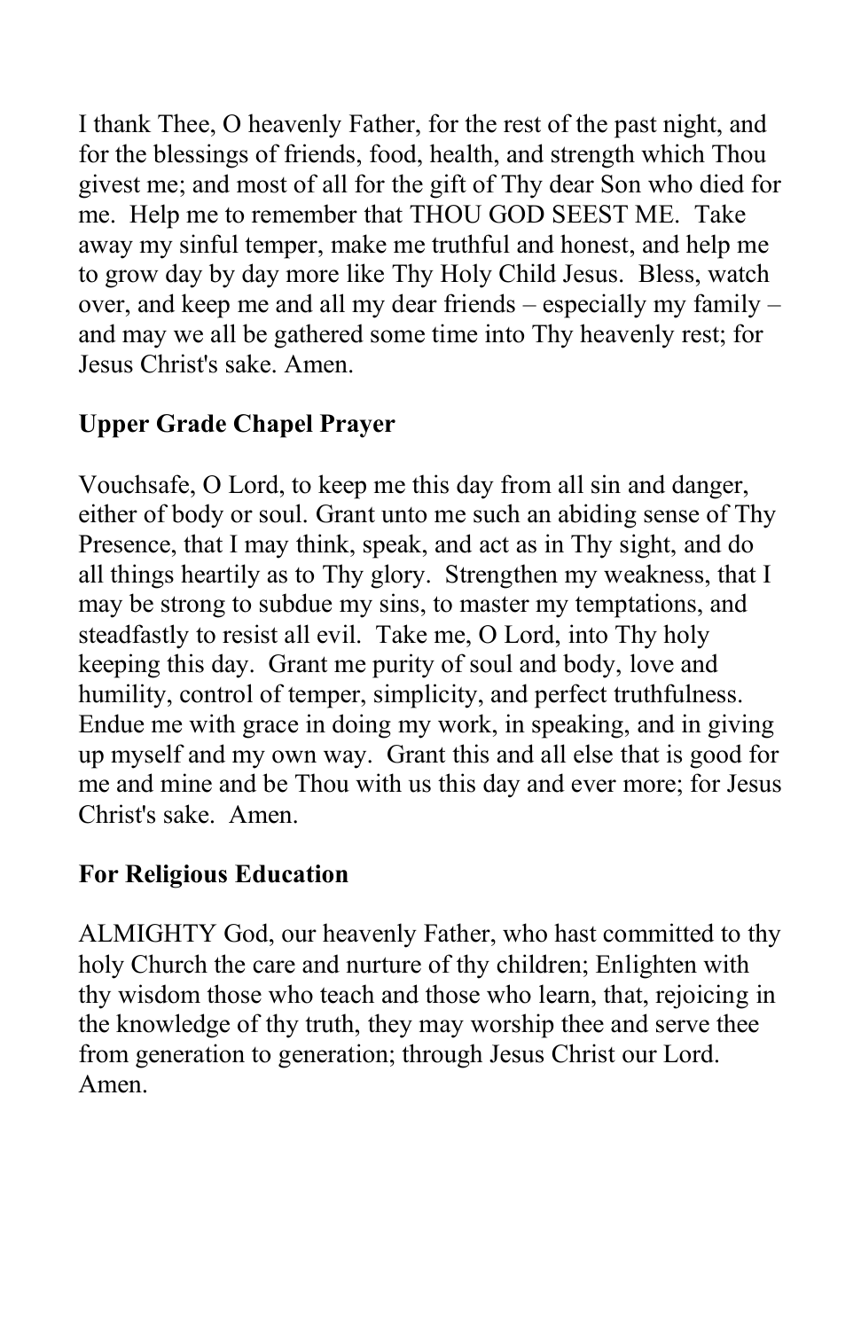I thank Thee, O heavenly Father, for the rest of the past night, and for the blessings of friends, food, health, and strength which Thou givest me; and most of all for the gift of Thy dear Son who died for me. Help me to remember that THOU GOD SEEST ME. Take away my sinful temper, make me truthful and honest, and help me to grow day by day more like Thy Holy Child Jesus. Bless, watch over, and keep me and all my dear friends – especially my family – and may we all be gathered some time into Thy heavenly rest; for Jesus Christ's sake. Amen.

**Upper Grade Chapel Prayer**

Vouchsafe, O Lord, to keep me this day from all sin and danger, either of body or soul. Grant unto me such an abiding sense of Thy Presence, that I may think, speak, and act as in Thy sight, and do all things heartily as to Thy glory. Strengthen my weakness, that I may be strong to subdue my sins, to master my temptations, and steadfastly to resist all evil. Take me, O Lord, into Thy holy keeping this day. Grant me purity of soul and body, love and humility, control of temper, simplicity, and perfect truthfulness. Endue me with grace in doing my work, in speaking, and in giving up myself and my own way. Grant this and all else that is good for me and mine and be Thou with us this day and ever more; for Jesus Christ's sake. Amen.

**For Religious Education**

ALMIGHTY God, our heavenly Father, who hast committed to thy holy Church the care and nurture of thy children; Enlighten with thy wisdom those who teach and those who learn, that, rejoicing in the knowledge of thy truth, they may worship thee and serve thee from generation to generation; through Jesus Christ our Lord. Amen.